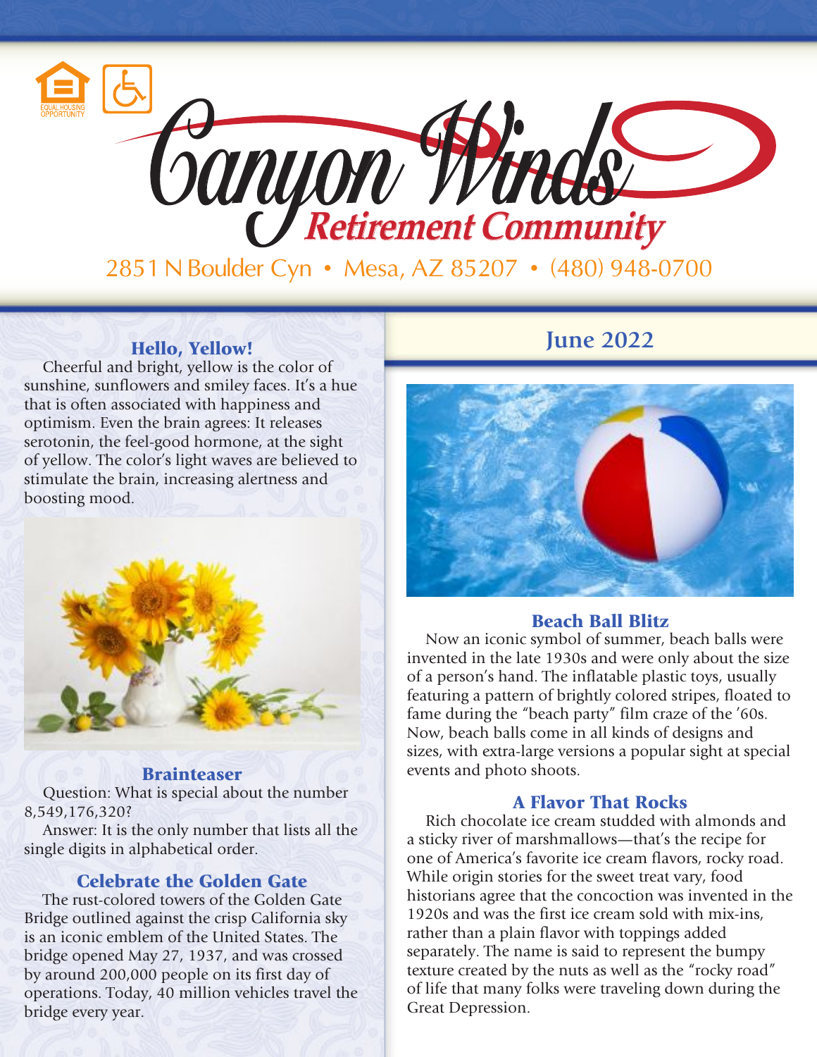# Canyon Winds Retirement Community

2851 N Boulder Cyn • Mesa, AZ 85207 • (480) 948-0700

## June 2022

### Hello, Yellow!

Cheerful and bright, yellow is the color of sunshine, sunflowers and smiley faces. It's a hue that is often associated with happiness and optimism. Even the brain agrees: It releases serotonin, the feel-good hormone, at the sight of yellow. The color's light waves are believed to stimulate the brain, increasing alertness and boosting mood.

### Brainteaser

Question: What is special about the number 8,549,176,320?

Answer: It is the only number that lists all the single digits in alphabetical order.

### Celebrate the Golden Gate

The rust-colored towers of the Golden Gate Bridge outlined against the crisp California sky is an iconic emblem of the United States. The bridge opened May 27, 1937, and was crossed by around 200,000 people on its first day of operations. Today, 40 million vehicles travel the bridge every year.

### Beach Ball Blitz

Now an iconic symbol of summer, beach balls were invented in the late 1930s and were only about the size of a person's hand. The inflatable plastic toys, usually featuring a pattern of brightly colored stripes, floated to fame during the "beach party" film craze of the '60s. Now, beach balls come in all kinds of designs and sizes, with extra-large versions a popular sight at special events and photo shoots.

### A Flavor That Rocks

Rich chocolate ice cream studded with almonds and a sticky river of marshmallows—that's the recipe for one of America's favorite ice cream flavors, rocky road. While origin stories for the sweet treat vary, food historians agree that the concoction was invented in the 1920s and was the first ice cream sold with mix-ins, rather than a plain flavor with toppings added separately. The name is said to represent the bumpy texture created by the nuts as well as the "rocky road" of life that many folks were traveling down during the Great Depression.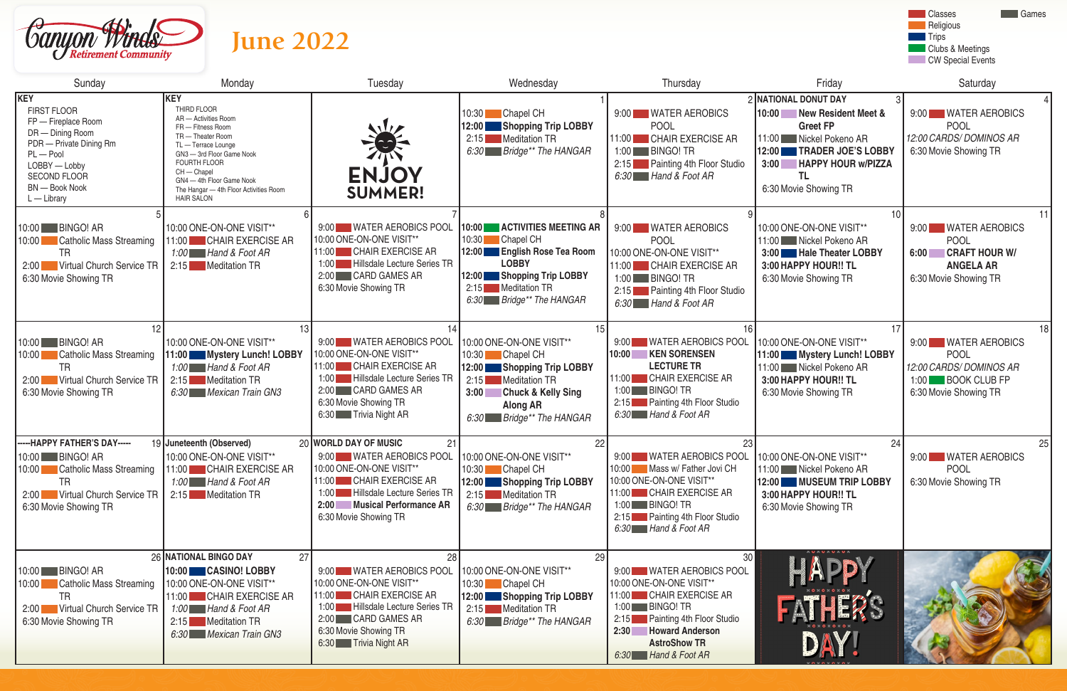# Canyon Winds Retirement Community

## June 2022

**Legend:** Classes · Religious · Trips · Clubs & Meetings · CW Special Events · Games

| Sunday | Monday | Tuesday | Wednesday | Thursday | Friday | Saturday |
|---|---|---|---|---|---|---|
| **KEY**<br>FIRST FLOOR<br>FP — Fireplace Room<br>DR — Dining Room<br>PDR — Private Dining Rm<br>PL — Pool<br>LOBBY — Lobby<br>SECOND FLOOR<br>BN — Book Nook<br>L — Library | **KEY**<br>THIRD FLOOR<br>AR — Activities Room<br>FR — Fitness Room<br>TR — Theater Room<br>TL — Terrace Lounge<br>GN3 — 3rd Floor Game Nook<br>FOURTH FLOOR<br>CH — Chapel<br>GN4 — 4th Floor Game Nook<br>The Hangar — 4th Floor Activities Room<br>HAIR SALON | ENJOY SUMMER! | **1**<br>10:30 Chapel CH<br>**12:00 Shopping Trip LOBBY**<br>2:15 Meditation TR<br>*6:30 Bridge** The HANGAR* | **2**<br>9:00 WATER AEROBICS POOL<br>11:00 CHAIR EXERCISE AR<br>1:00 BINGO! TR<br>2:15 Painting 4th Floor Studio<br>*6:30 Hand & Foot AR* | **3**<br>**NATIONAL DONUT DAY**<br>**10:00 New Resident Meet & Greet FP**<br>11:00 Nickel Pokeno AR<br>**12:00 TRADER JOE'S LOBBY**<br>**3:00 HAPPY HOUR w/PIZZA TL**<br>6:30 Movie Showing TR | **4**<br>9:00 WATER AEROBICS POOL<br>*12:00 CARDS/ DOMINOS AR*<br>6:30 Movie Showing TR |
| **5**<br>10:00 BINGO! AR<br>10:00 Catholic Mass Streaming TR<br>2:00 Virtual Church Service TR<br>6:30 Movie Showing TR | **6**<br>10:00 ONE-ON-ONE VISIT**<br>11:00 CHAIR EXERCISE AR<br>*1:00 Hand & Foot AR*<br>2:15 Meditation TR | **7**<br>9:00 WATER AEROBICS POOL<br>10:00 ONE-ON-ONE VISIT**<br>11:00 CHAIR EXERCISE AR<br>1:00 Hillsdale Lecture Series TR<br>2:00 CARD GAMES AR<br>6:30 Movie Showing TR | **8**<br>**10:00 ACTIVITIES MEETING AR**<br>10:30 Chapel CH<br>**12:00 English Rose Tea Room LOBBY**<br>**12:00 Shopping Trip LOBBY**<br>2:15 Meditation TR<br>*6:30 Bridge** The HANGAR* | **9**<br>9:00 WATER AEROBICS POOL<br>10:00 ONE-ON-ONE VISIT**<br>11:00 CHAIR EXERCISE AR<br>1:00 BINGO! TR<br>2:15 Painting 4th Floor Studio<br>*6:30 Hand & Foot AR* | **10**<br>10:00 ONE-ON-ONE VISIT**<br>11:00 Nickel Pokeno AR<br>**3:00 Hale Theater LOBBY**<br>**3:00 HAPPY HOUR!! TL**<br>6:30 Movie Showing TR | **11**<br>9:00 WATER AEROBICS POOL<br>**6:00 CRAFT HOUR W/ ANGELA AR**<br>6:30 Movie Showing TR |
| **12**<br>10:00 BINGO! AR<br>10:00 Catholic Mass Streaming TR<br>2:00 Virtual Church Service TR<br>6:30 Movie Showing TR | **13**<br>10:00 ONE-ON-ONE VISIT**<br>**11:00 Mystery Lunch! LOBBY**<br>*1:00 Hand & Foot AR*<br>2:15 Meditation TR<br>*6:30 Mexican Train GN3* | **14**<br>9:00 WATER AEROBICS POOL<br>10:00 ONE-ON-ONE VISIT**<br>11:00 CHAIR EXERCISE AR<br>1:00 Hillsdale Lecture Series TR<br>2:00 CARD GAMES AR<br>6:30 Movie Showing TR<br>6:30 Trivia Night AR | **15**<br>10:00 ONE-ON-ONE VISIT**<br>10:30 Chapel CH<br>**12:00 Shopping Trip LOBBY**<br>2:15 Meditation TR<br>**3:00 Chuck & Kelly Sing Along AR**<br>*6:30 Bridge** The HANGAR* | **16**<br>9:00 WATER AEROBICS POOL<br>**10:00 KEN SORENSEN LECTURE TR**<br>11:00 CHAIR EXERCISE AR<br>1:00 BINGO! TR<br>2:15 Painting 4th Floor Studio<br>*6:30 Hand & Foot AR* | **17**<br>10:00 ONE-ON-ONE VISIT**<br>**11:00 Mystery Lunch! LOBBY**<br>11:00 Nickel Pokeno AR<br>**3:00 HAPPY HOUR!! TL**<br>6:30 Movie Showing TR | **18**<br>9:00 WATER AEROBICS POOL<br>*12:00 CARDS/ DOMINOS AR*<br>1:00 BOOK CLUB FP<br>6:30 Movie Showing TR |
| **19**<br>**-----HAPPY FATHER'S DAY-----**<br>10:00 BINGO! AR<br>10:00 Catholic Mass Streaming TR<br>2:00 Virtual Church Service TR<br>6:30 Movie Showing TR | **20**<br>**Juneteenth (Observed)**<br>10:00 ONE-ON-ONE VISIT**<br>11:00 CHAIR EXERCISE AR<br>*1:00 Hand & Foot AR*<br>2:15 Meditation TR | **21**<br>**WORLD DAY OF MUSIC**<br>9:00 WATER AEROBICS POOL<br>10:00 ONE-ON-ONE VISIT**<br>11:00 CHAIR EXERCISE AR<br>1:00 Hillsdale Lecture Series TR<br>**2:00 Musical Performance AR**<br>6:30 Movie Showing TR | **22**<br>10:00 ONE-ON-ONE VISIT**<br>10:30 Chapel CH<br>**12:00 Shopping Trip LOBBY**<br>2:15 Meditation TR<br>*6:30 Bridge** The HANGAR* | **23**<br>9:00 WATER AEROBICS POOL<br>10:00 Mass w/ Father Jovi CH<br>10:00 ONE-ON-ONE VISIT**<br>11:00 CHAIR EXERCISE AR<br>1:00 BINGO! TR<br>2:15 Painting 4th Floor Studio<br>*6:30 Hand & Foot AR* | **24**<br>10:00 ONE-ON-ONE VISIT**<br>11:00 Nickel Pokeno AR<br>**12:00 MUSEUM TRIP LOBBY**<br>**3:00 HAPPY HOUR!! TL**<br>6:30 Movie Showing TR | **25**<br>9:00 WATER AEROBICS POOL<br>6:30 Movie Showing TR |
| **26**<br>10:00 BINGO! AR<br>10:00 Catholic Mass Streaming TR<br>2:00 Virtual Church Service TR<br>6:30 Movie Showing TR | **27**<br>**NATIONAL BINGO DAY**<br>**10:00 CASINO! LOBBY**<br>10:00 ONE-ON-ONE VISIT**<br>11:00 CHAIR EXERCISE AR<br>*1:00 Hand & Foot AR*<br>2:15 Meditation TR<br>*6:30 Mexican Train GN3* | **28**<br>9:00 WATER AEROBICS POOL<br>10:00 ONE-ON-ONE VISIT**<br>11:00 CHAIR EXERCISE AR<br>1:00 Hillsdale Lecture Series TR<br>2:00 CARD GAMES AR<br>6:30 Movie Showing TR<br>6:30 Trivia Night AR | **29**<br>10:00 ONE-ON-ONE VISIT**<br>10:30 Chapel CH<br>**12:00 Shopping Trip LOBBY**<br>2:15 Meditation TR<br>*6:30 Bridge** The HANGAR* | **30**<br>9:00 WATER AEROBICS POOL<br>10:00 ONE-ON-ONE VISIT**<br>11:00 CHAIR EXERCISE AR<br>1:00 BINGO! TR<br>2:15 Painting 4th Floor Studio<br>**2:30 Howard Anderson AstroShow TR**<br>*6:30 Hand & Foot AR* | HAPPY FATHER'S DAY! | |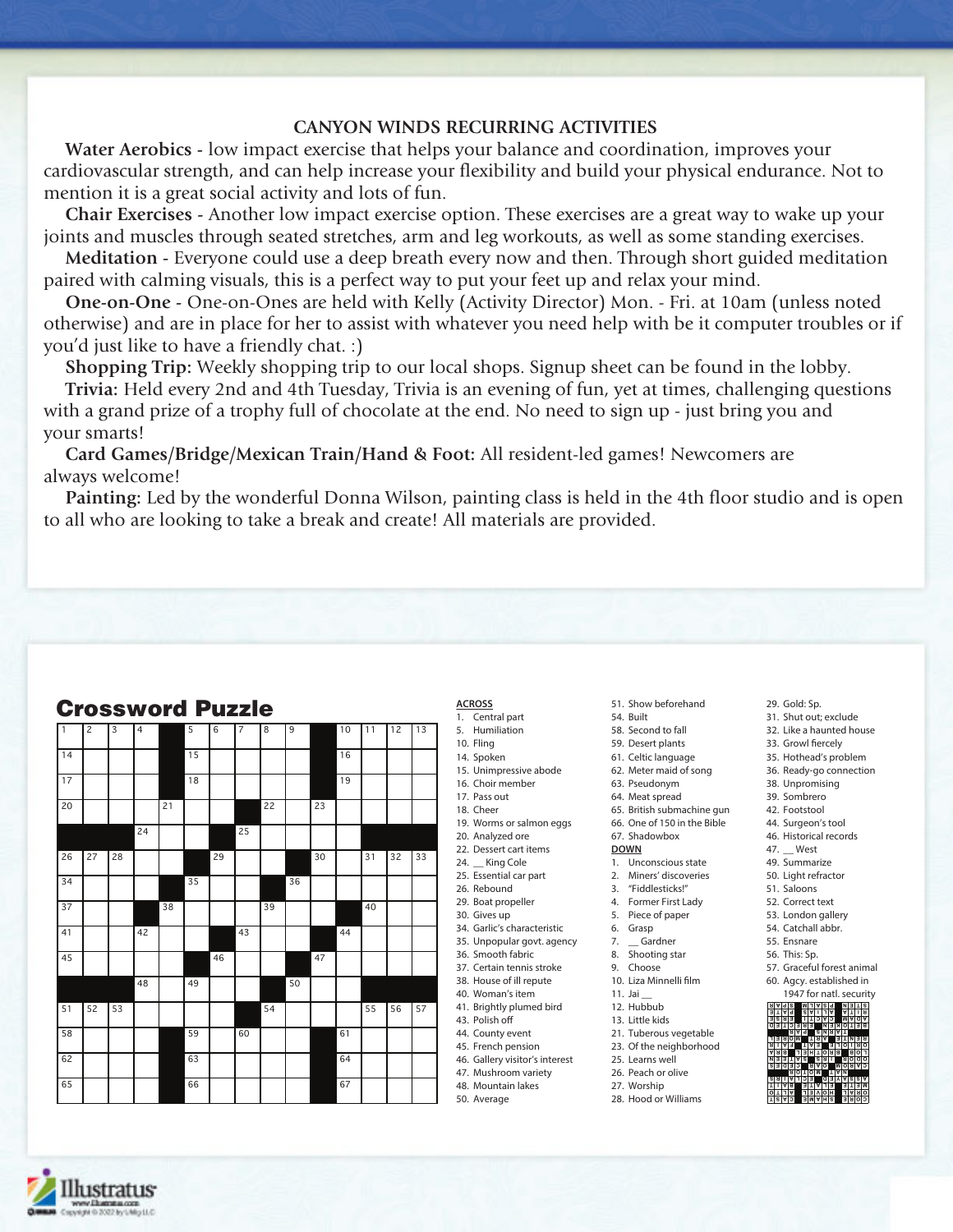## CANYON WINDS RECURRING ACTIVITIES

**Water Aerobics** - low impact exercise that helps your balance and coordination, improves your cardiovascular strength, and can help increase your flexibility and build your physical endurance. Not to mention it is a great social activity and lots of fun.

**Chair Exercises** - Another low impact exercise option. These exercises are a great way to wake up your joints and muscles through seated stretches, arm and leg workouts, as well as some standing exercises.

**Meditation** - Everyone could use a deep breath every now and then. Through short guided meditation paired with calming visuals, this is a perfect way to put your feet up and relax your mind.

**One-on-One** - One-on-Ones are held with Kelly (Activity Director) Mon. - Fri. at 10am (unless noted otherwise) and are in place for her to assist with whatever you need help with be it computer troubles or if you'd just like to have a friendly chat. :)

**Shopping Trip:** Weekly shopping trip to our local shops. Signup sheet can be found in the lobby.

**Trivia:** Held every 2nd and 4th Tuesday, Trivia is an evening of fun, yet at times, challenging questions with a grand prize of a trophy full of chocolate at the end. No need to sign up - just bring you and your smarts!

**Card Games/Bridge/Mexican Train/Hand & Foot:** All resident-led games! Newcomers are always welcome!

**Painting:** Led by the wonderful Donna Wilson, painting class is held in the 4th floor studio and is open to all who are looking to take a break and create! All materials are provided.

## Crossword Puzzle

**ACROSS**

1. Central part
5. Humiliation
10. Fling
14. Spoken
15. Unimpressive abode
16. Choir member
17. Pass out
18. Cheer
19. Worms or salmon eggs
20. Analyzed ore
22. Dessert cart items
24. __ King Cole
25. Essential car part
26. Rebound
29. Boat propeller
30. Gives up
34. Garlic's characteristic
35. Unpopular govt. agency
36. Smooth fabric
37. Certain tennis stroke
38. House of ill repute
40. Woman's item
41. Brightly plumed bird
43. Polish off
44. County event
45. French pension
46. Gallery visitor's interest
47. Mushroom variety
48. Mountain lakes
50. Average
51. Show beforehand
54. Built
58. Second to fall
59. Desert plants
61. Celtic language
62. Meter maid of song
63. Pseudonym
64. Meat spread
65. British submachine gun
66. One of 150 in the Bible
67. Shadowbox

**DOWN**

1. Unconscious state
2. Miners' discoveries
3. "Fiddlesticks!"
4. Former First Lady
5. Piece of paper
6. Grasp
7. __ Gardner
8. Shooting star
9. Choose
10. Liza Minnelli film
11. Jai __
12. Hubbub
13. Little kids
21. Tuberous vegetable
23. Of the neighborhood
25. Learns well
26. Peach or olive
27. Worship
28. Hood or Williams
29. Gold: Sp.
31. Shut out; exclude
32. Like a haunted house
33. Growl fiercely
35. Hothead's problem
36. Ready-go connection
38. Unpromising
39. Sombrero
42. Footstool
44. Surgeon's tool
46. Historical records
47. __ West
49. Summarize
50. Light refractor
51. Saloons
52. Correct text
53. London gallery
54. Catchall abbr.
55. Ensnare
56. This: Sp.
57. Graceful forest animal
60. Agcy. established in 1947 for natl. security